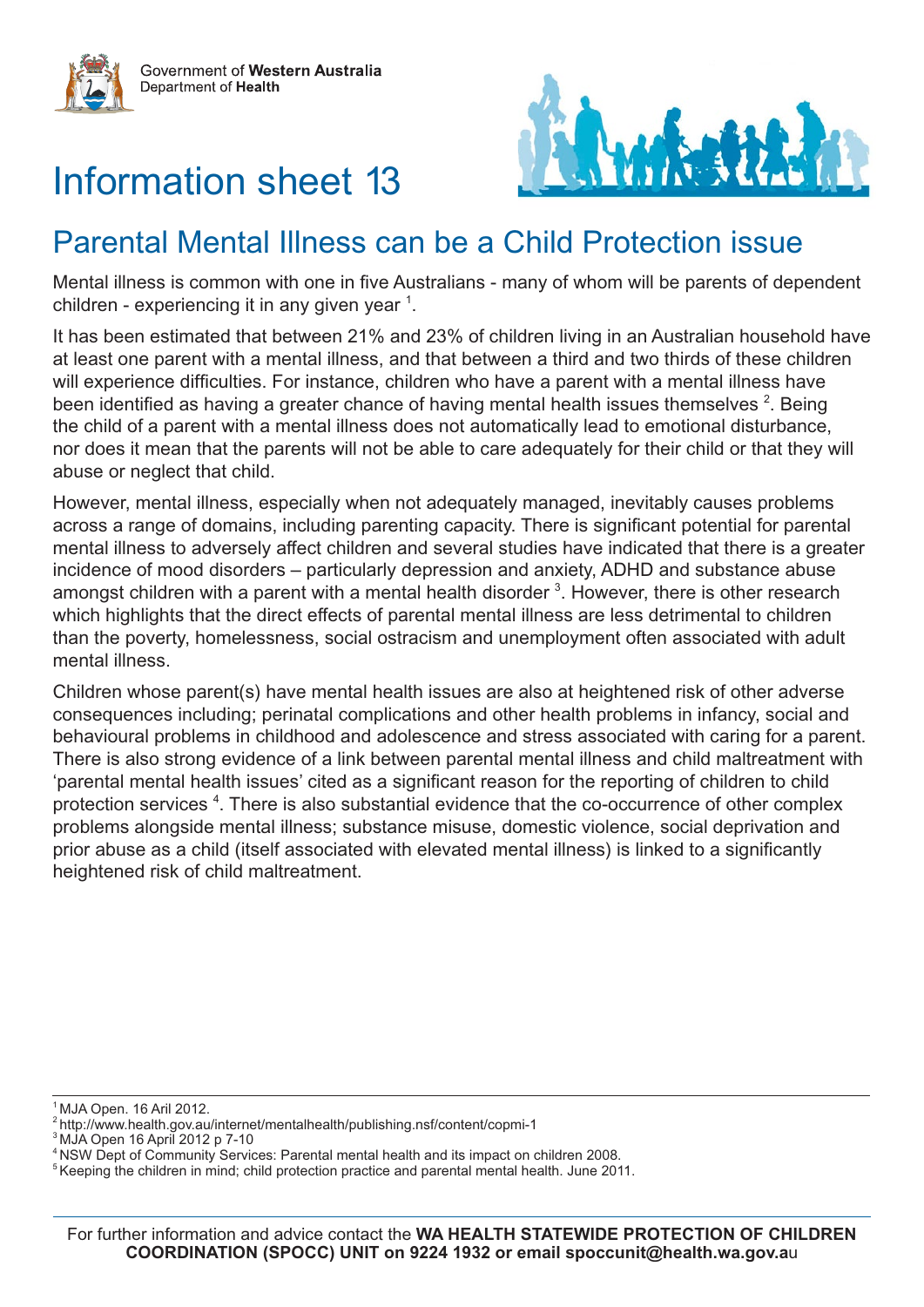Government of **Western Australia**
Department of **Health**

# Information sheet 13

## Parental Mental Illness can be a Child Protection issue

Mental illness is common with one in five Australians - many of whom will be parents of dependent children - experiencing it in any given year [1].

It has been estimated that between 21% and 23% of children living in an Australian household have at least one parent with a mental illness, and that between a third and two thirds of these children will experience difficulties. For instance, children who have a parent with a mental illness have been identified as having a greater chance of having mental health issues themselves [2]. Being the child of a parent with a mental illness does not automatically lead to emotional disturbance, nor does it mean that the parents will not be able to care adequately for their child or that they will abuse or neglect that child.

However, mental illness, especially when not adequately managed, inevitably causes problems across a range of domains, including parenting capacity. There is significant potential for parental mental illness to adversely affect children and several studies have indicated that there is a greater incidence of mood disorders – particularly depression and anxiety, ADHD and substance abuse amongst children with a parent with a mental health disorder [3]. However, there is other research which highlights that the direct effects of parental mental illness are less detrimental to children than the poverty, homelessness, social ostracism and unemployment often associated with adult mental illness.

Children whose parent(s) have mental health issues are also at heightened risk of other adverse consequences including; perinatal complications and other health problems in infancy, social and behavioural problems in childhood and adolescence and stress associated with caring for a parent. There is also strong evidence of a link between parental mental illness and child maltreatment with 'parental mental health issues' cited as a significant reason for the reporting of children to child protection services [4]. There is also substantial evidence that the co-occurrence of other complex problems alongside mental illness; substance misuse, domestic violence, social deprivation and prior abuse as a child (itself associated with elevated mental illness) is linked to a significantly heightened risk of child maltreatment.

---

[1] MJA Open. 16 Aril 2012.
[2] http://www.health.gov.au/internet/mentalhealth/publishing.nsf/content/copmi-1
[3] MJA Open 16 April 2012 p 7-10
[4] NSW Dept of Community Services: Parental mental health and its impact on children 2008.
[5] Keeping the children in mind; child protection practice and parental mental health. June 2011.

For further information and advice contact the **WA HEALTH STATEWIDE PROTECTION OF CHILDREN COORDINATION (SPOCC) UNIT on 9224 1932 or email spoccunit@health.wa.gov.au**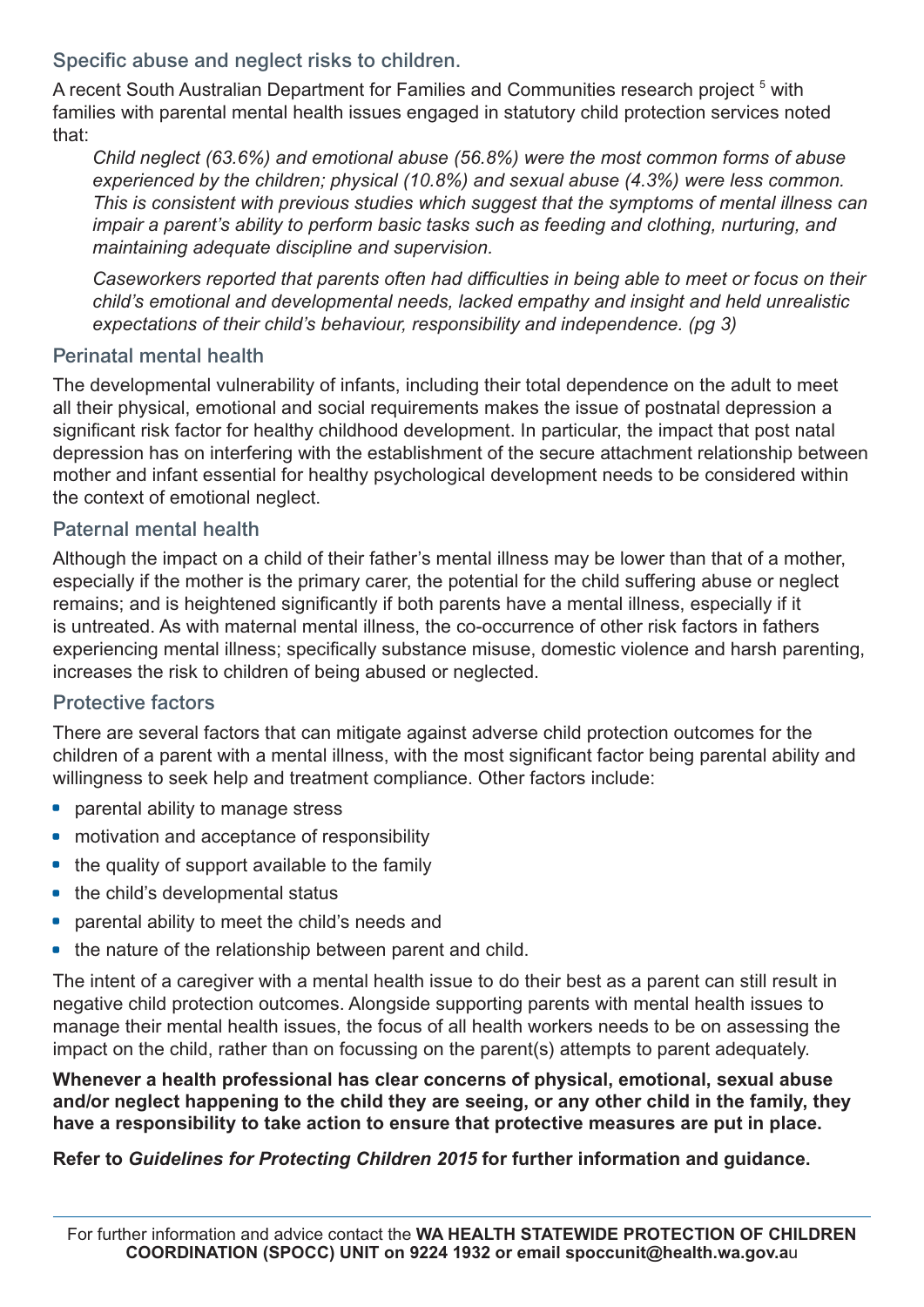## Specific abuse and neglect risks to children.

A recent South Australian Department for Families and Communities research project [5] with families with parental mental health issues engaged in statutory child protection services noted that:

> *Child neglect (63.6%) and emotional abuse (56.8%) were the most common forms of abuse experienced by the children; physical (10.8%) and sexual abuse (4.3%) were less common. This is consistent with previous studies which suggest that the symptoms of mental illness can impair a parent's ability to perform basic tasks such as feeding and clothing, nurturing, and maintaining adequate discipline and supervision.*
>
> *Caseworkers reported that parents often had difficulties in being able to meet or focus on their child's emotional and developmental needs, lacked empathy and insight and held unrealistic expectations of their child's behaviour, responsibility and independence. (pg 3)*

## Perinatal mental health

The developmental vulnerability of infants, including their total dependence on the adult to meet all their physical, emotional and social requirements makes the issue of postnatal depression a significant risk factor for healthy childhood development. In particular, the impact that post natal depression has on interfering with the establishment of the secure attachment relationship between mother and infant essential for healthy psychological development needs to be considered within the context of emotional neglect.

## Paternal mental health

Although the impact on a child of their father's mental illness may be lower than that of a mother, especially if the mother is the primary carer, the potential for the child suffering abuse or neglect remains; and is heightened significantly if both parents have a mental illness, especially if it is untreated. As with maternal mental illness, the co-occurrence of other risk factors in fathers experiencing mental illness; specifically substance misuse, domestic violence and harsh parenting, increases the risk to children of being abused or neglected.

## Protective factors

There are several factors that can mitigate against adverse child protection outcomes for the children of a parent with a mental illness, with the most significant factor being parental ability and willingness to seek help and treatment compliance. Other factors include:

- parental ability to manage stress
- motivation and acceptance of responsibility
- the quality of support available to the family
- the child's developmental status
- parental ability to meet the child's needs and
- the nature of the relationship between parent and child.

The intent of a caregiver with a mental health issue to do their best as a parent can still result in negative child protection outcomes. Alongside supporting parents with mental health issues to manage their mental health issues, the focus of all health workers needs to be on assessing the impact on the child, rather than on focussing on the parent(s) attempts to parent adequately.

**Whenever a health professional has clear concerns of physical, emotional, sexual abuse and/or neglect happening to the child they are seeing, or any other child in the family, they have a responsibility to take action to ensure that protective measures are put in place.**

**Refer to *Guidelines for Protecting Children 2015* for further information and guidance.**

For further information and advice contact the **WA HEALTH STATEWIDE PROTECTION OF CHILDREN COORDINATION (SPOCC) UNIT on 9224 1932 or email spoccunit@health.wa.gov.au**